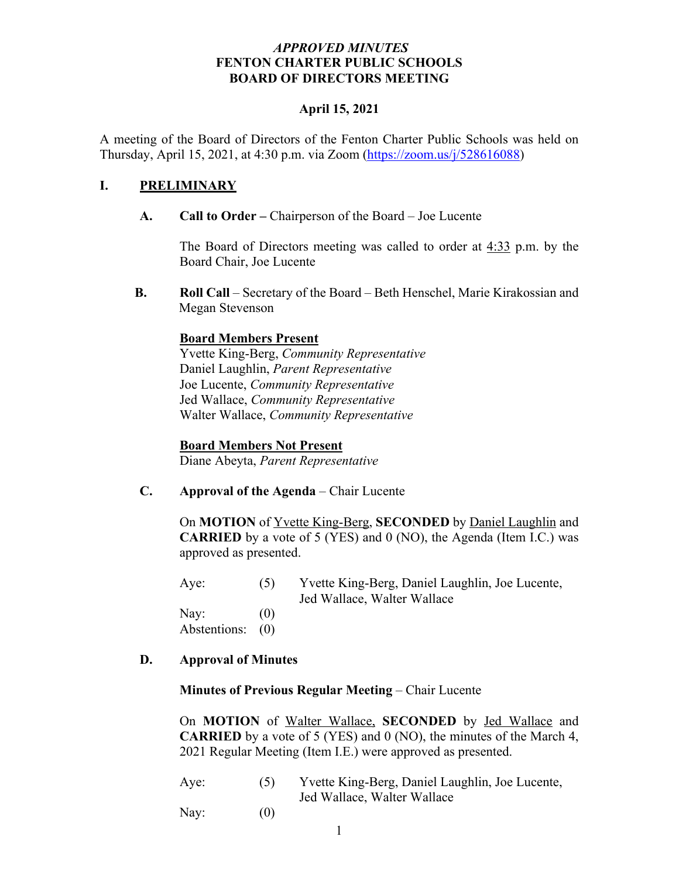*APPROVED MINUTES*
**FENTON CHARTER PUBLIC SCHOOLS**
**BOARD OF DIRECTORS MEETING**

**April 15, 2021**

A meeting of the Board of Directors of the Fenton Charter Public Schools was held on Thursday, April 15, 2021, at 4:30 p.m. via Zoom (https://zoom.us/j/528616088)

## I. PRELIMINARY

**A. Call to Order –** Chairperson of the Board – Joe Lucente

The Board of Directors meeting was called to order at 4:33 p.m. by the Board Chair, Joe Lucente

**B. Roll Call** – Secretary of the Board – Beth Henschel, Marie Kirakossian and Megan Stevenson

**Board Members Present**
Yvette King-Berg, *Community Representative*
Daniel Laughlin, *Parent Representative*
Joe Lucente, *Community Representative*
Jed Wallace, *Community Representative*
Walter Wallace, *Community Representative*

**Board Members Not Present**
Diane Abeyta, *Parent Representative*

**C. Approval of the Agenda** – Chair Lucente

On **MOTION** of Yvette King-Berg, **SECONDED** by Daniel Laughlin and **CARRIED** by a vote of 5 (YES) and 0 (NO), the Agenda (Item I.C.) was approved as presented.

| | | |
|---|---|---|
| Aye: | (5) | Yvette King-Berg, Daniel Laughlin, Joe Lucente, Jed Wallace, Walter Wallace |
| Nay: | (0) | |
| Abstentions: | (0) | |

**D. Approval of Minutes**

**Minutes of Previous Regular Meeting** – Chair Lucente

On **MOTION** of Walter Wallace, **SECONDED** by Jed Wallace and **CARRIED** by a vote of 5 (YES) and 0 (NO), the minutes of the March 4, 2021 Regular Meeting (Item I.E.) were approved as presented.

| | | |
|---|---|---|
| Aye: | (5) | Yvette King-Berg, Daniel Laughlin, Joe Lucente, Jed Wallace, Walter Wallace |
| Nay: | (0) | |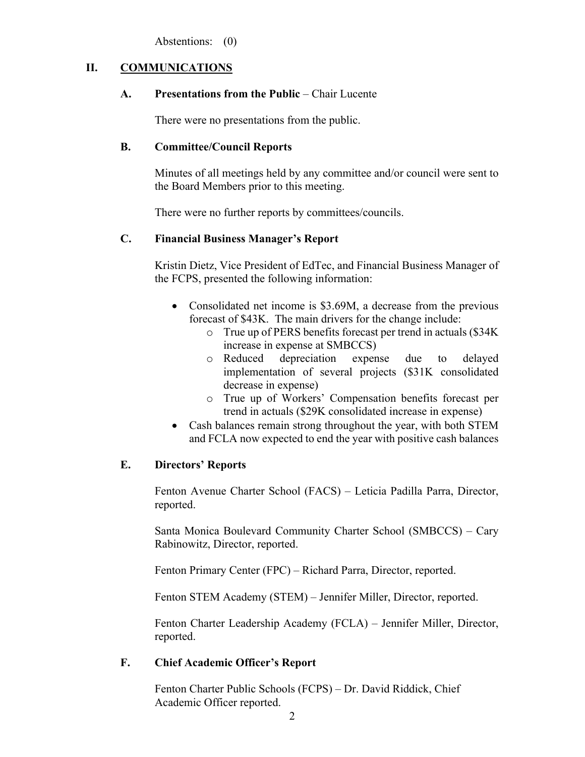Abstentions: (0)

## II. COMMUNICATIONS

### A. Presentations from the Public – Chair Lucente

There were no presentations from the public.

### B. Committee/Council Reports

Minutes of all meetings held by any committee and/or council were sent to the Board Members prior to this meeting.

There were no further reports by committees/councils.

### C. Financial Business Manager's Report

Kristin Dietz, Vice President of EdTec, and Financial Business Manager of the FCPS, presented the following information:

- Consolidated net income is $3.69M, a decrease from the previous forecast of $43K. The main drivers for the change include:
    - True up of PERS benefits forecast per trend in actuals ($34K increase in expense at SMBCCS)
    - Reduced depreciation expense due to delayed implementation of several projects ($31K consolidated decrease in expense)
    - True up of Workers' Compensation benefits forecast per trend in actuals ($29K consolidated increase in expense)
- Cash balances remain strong throughout the year, with both STEM and FCLA now expected to end the year with positive cash balances

### E. Directors' Reports

Fenton Avenue Charter School (FACS) – Leticia Padilla Parra, Director, reported.

Santa Monica Boulevard Community Charter School (SMBCCS) – Cary Rabinowitz, Director, reported.

Fenton Primary Center (FPC) – Richard Parra, Director, reported.

Fenton STEM Academy (STEM) – Jennifer Miller, Director, reported.

Fenton Charter Leadership Academy (FCLA) – Jennifer Miller, Director, reported.

### F. Chief Academic Officer's Report

Fenton Charter Public Schools (FCPS) – Dr. David Riddick, Chief Academic Officer reported.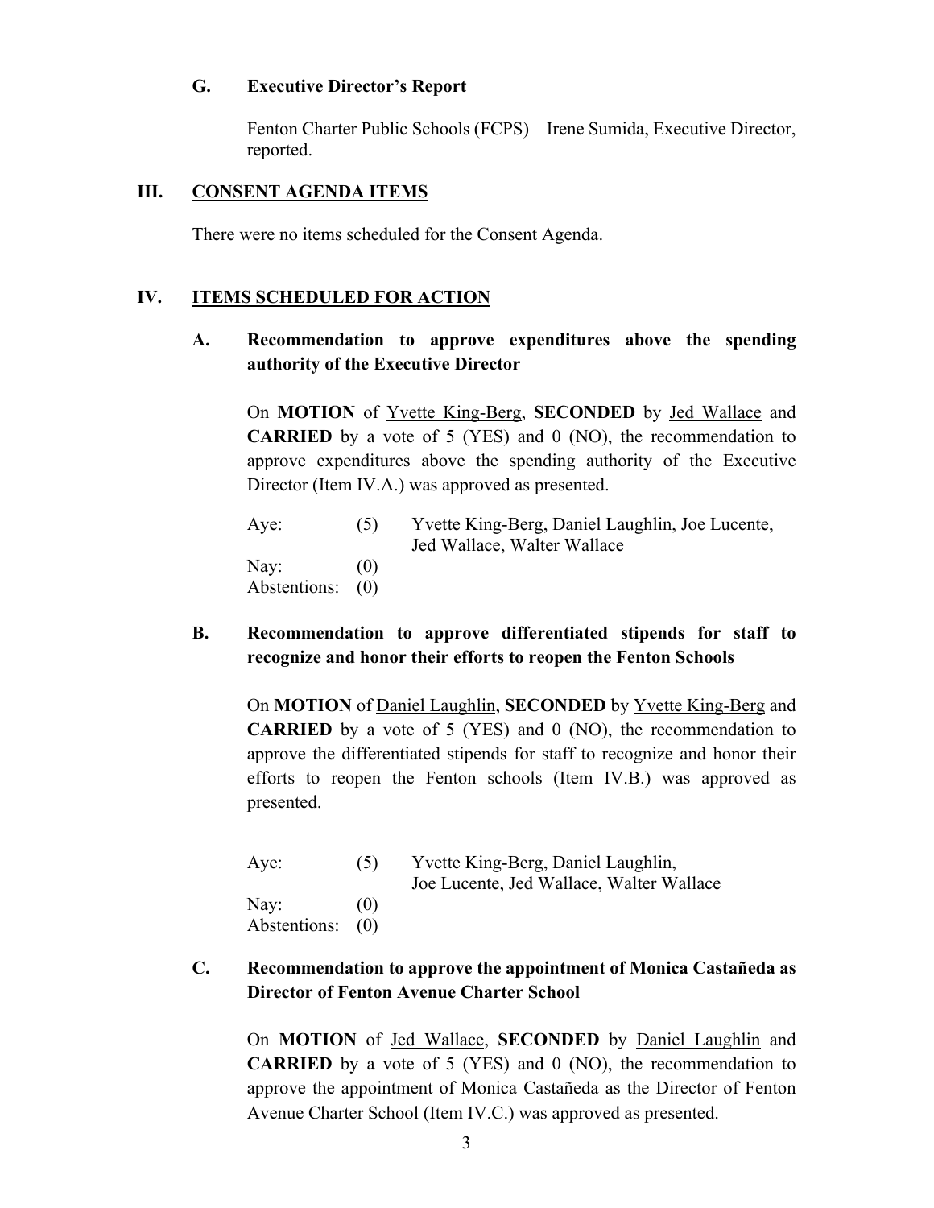### G. Executive Director's Report

Fenton Charter Public Schools (FCPS) – Irene Sumida, Executive Director, reported.

## III. CONSENT AGENDA ITEMS

There were no items scheduled for the Consent Agenda.

## IV. ITEMS SCHEDULED FOR ACTION

### A. Recommendation to approve expenditures above the spending authority of the Executive Director

On **MOTION** of Yvette King-Berg, **SECONDED** by Jed Wallace and **CARRIED** by a vote of 5 (YES) and 0 (NO), the recommendation to approve expenditures above the spending authority of the Executive Director (Item IV.A.) was approved as presented.

| | | |
|---|---|---|
| Aye: | (5) | Yvette King-Berg, Daniel Laughlin, Joe Lucente, Jed Wallace, Walter Wallace |
| Nay: | (0) | |
| Abstentions: | (0) | |

### B. Recommendation to approve differentiated stipends for staff to recognize and honor their efforts to reopen the Fenton Schools

On **MOTION** of Daniel Laughlin, **SECONDED** by Yvette King-Berg and **CARRIED** by a vote of 5 (YES) and 0 (NO), the recommendation to approve the differentiated stipends for staff to recognize and honor their efforts to reopen the Fenton schools (Item IV.B.) was approved as presented.

| | | |
|---|---|---|
| Aye: | (5) | Yvette King-Berg, Daniel Laughlin, Joe Lucente, Jed Wallace, Walter Wallace |
| Nay: | (0) | |
| Abstentions: | (0) | |

### C. Recommendation to approve the appointment of Monica Castañeda as Director of Fenton Avenue Charter School

On **MOTION** of Jed Wallace, **SECONDED** by Daniel Laughlin and **CARRIED** by a vote of 5 (YES) and 0 (NO), the recommendation to approve the appointment of Monica Castañeda as the Director of Fenton Avenue Charter School (Item IV.C.) was approved as presented.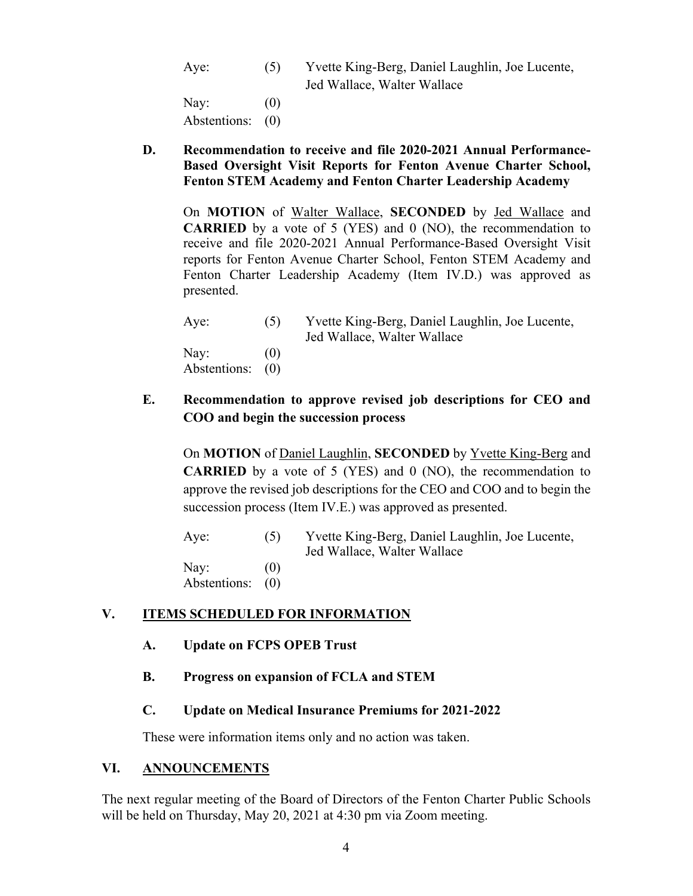| | | |
|---|---|---|
| Aye: | (5) | Yvette King-Berg, Daniel Laughlin, Joe Lucente, Jed Wallace, Walter Wallace |
| Nay: | (0) | |
| Abstentions: | (0) | |

**D. Recommendation to receive and file 2020-2021 Annual Performance-Based Oversight Visit Reports for Fenton Avenue Charter School, Fenton STEM Academy and Fenton Charter Leadership Academy**

On **MOTION** of Walter Wallace, **SECONDED** by Jed Wallace and **CARRIED** by a vote of 5 (YES) and 0 (NO), the recommendation to receive and file 2020-2021 Annual Performance-Based Oversight Visit reports for Fenton Avenue Charter School, Fenton STEM Academy and Fenton Charter Leadership Academy (Item IV.D.) was approved as presented.

| | | |
|---|---|---|
| Aye: | (5) | Yvette King-Berg, Daniel Laughlin, Joe Lucente, Jed Wallace, Walter Wallace |
| Nay: | (0) | |
| Abstentions: | (0) | |

**E. Recommendation to approve revised job descriptions for CEO and COO and begin the succession process**

On **MOTION** of Daniel Laughlin, **SECONDED** by Yvette King-Berg and **CARRIED** by a vote of 5 (YES) and 0 (NO), the recommendation to approve the revised job descriptions for the CEO and COO and to begin the succession process (Item IV.E.) was approved as presented.

| | | |
|---|---|---|
| Aye: | (5) | Yvette King-Berg, Daniel Laughlin, Joe Lucente, Jed Wallace, Walter Wallace |
| Nay: | (0) | |
| Abstentions: | (0) | |

## V. ITEMS SCHEDULED FOR INFORMATION

**A. Update on FCPS OPEB Trust**

**B. Progress on expansion of FCLA and STEM**

**C. Update on Medical Insurance Premiums for 2021-2022**

These were information items only and no action was taken.

## VI. ANNOUNCEMENTS

The next regular meeting of the Board of Directors of the Fenton Charter Public Schools will be held on Thursday, May 20, 2021 at 4:30 pm via Zoom meeting.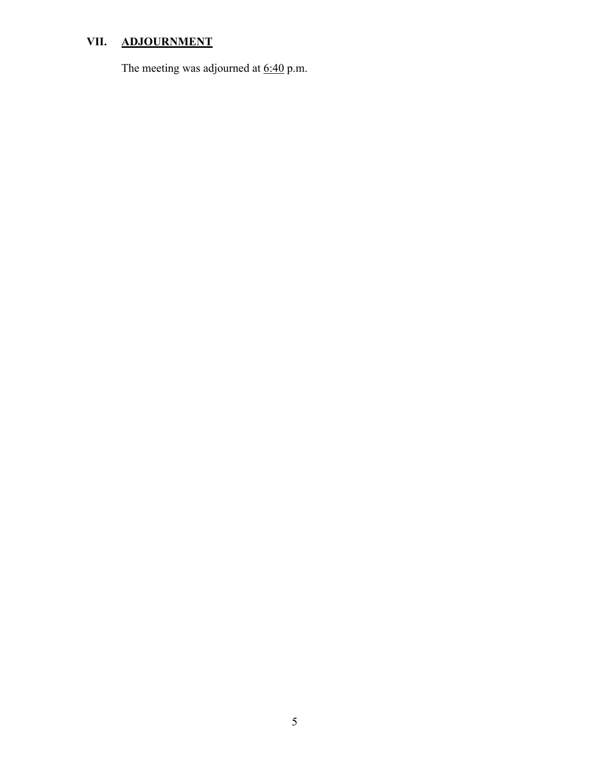## VII. ADJOURNMENT

The meeting was adjourned at 6:40 p.m.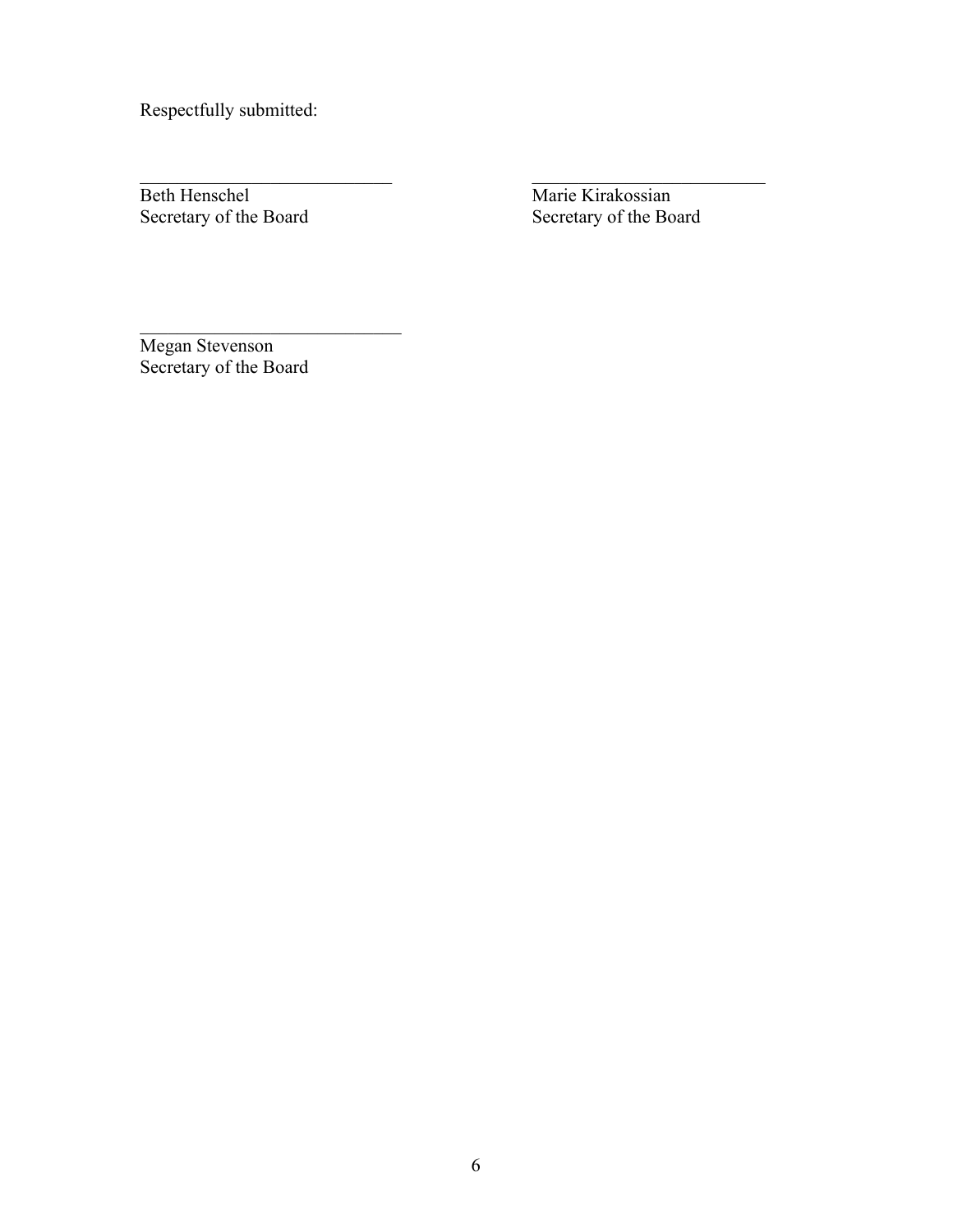Respectfully submitted:

\_\_\_\_\_\_\_\_\_\_\_\_\_\_\_\_\_\_\_\_\_\_\_\_\_\_\_\_
Beth Henschel
Secretary of the Board

\_\_\_\_\_\_\_\_\_\_\_\_\_\_\_\_\_\_\_\_\_\_\_\_\_\_\_\_
Marie Kirakossian
Secretary of the Board

\_\_\_\_\_\_\_\_\_\_\_\_\_\_\_\_\_\_\_\_\_\_\_\_\_\_\_\_
Megan Stevenson
Secretary of the Board